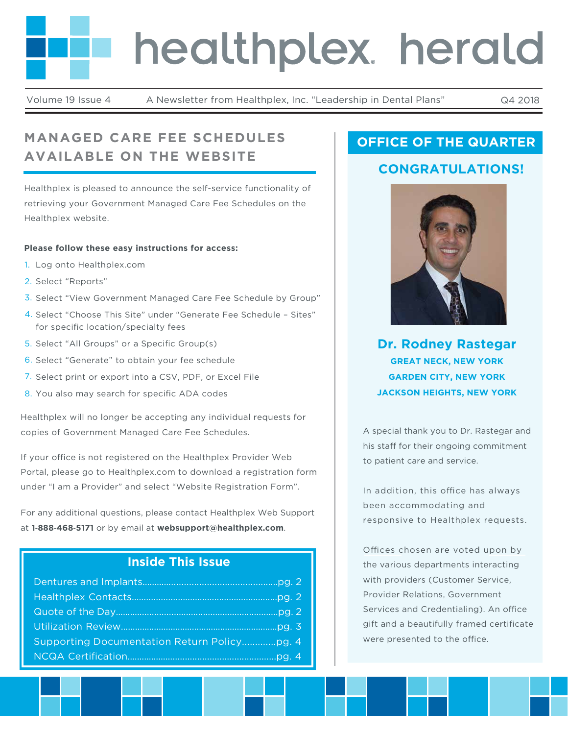# healthplex herald

Volume 19 Issue 4 — A Newsletter from Healthplex, Inc. "Leadership in Dental Plans" — Q4 2018

## MANAGED CARE FEE SCHEDULES AVAILABLE ON THE WEBSITE

Healthplex is pleased to announce the self-service functionality of retrieving your Government Managed Care Fee Schedules on the Healthplex website.

**Please follow these easy instructions for access:**

1. Log onto Healthplex.com
2. Select "Reports"
3. Select "View Government Managed Care Fee Schedule by Group"
4. Select "Choose This Site" under "Generate Fee Schedule – Sites" for specific location/specialty fees
5. Select "All Groups" or a Specific Group(s)
6. Select "Generate" to obtain your fee schedule
7. Select print or export into a CSV, PDF, or Excel File
8. You also may search for specific ADA codes

Healthplex will no longer be accepting any individual requests for copies of Government Managed Care Fee Schedules.

If your office is not registered on the Healthplex Provider Web Portal, please go to Healthplex.com to download a registration form under "I am a Provider" and select "Website Registration Form".

For any additional questions, please contact Healthplex Web Support at **1-888-468-5171** or by email at **websupport@healthplex.com**.

### Inside This Issue

- Dentures and Implants....................pg. 2
- Healthplex Contacts....................pg. 2
- Quote of the Day....................pg. 2
- Utilization Review....................pg. 3
- Supporting Documentation Return Policy....................pg. 4
- NCQA Certification....................pg. 4

## OFFICE OF THE QUARTER

### CONGRATULATIONS!

**Dr. Rodney Rastegar**

**GREAT NECK, NEW YORK**
**GARDEN CITY, NEW YORK**
**JACKSON HEIGHTS, NEW YORK**

A special thank you to Dr. Rastegar and his staff for their ongoing commitment to patient care and service.

In addition, this office has always been accommodating and responsive to Healthplex requests.

Offices chosen are voted upon by the various departments interacting with providers (Customer Service, Provider Relations, Government Services and Credentialing). An office gift and a beautifully framed certificate were presented to the office.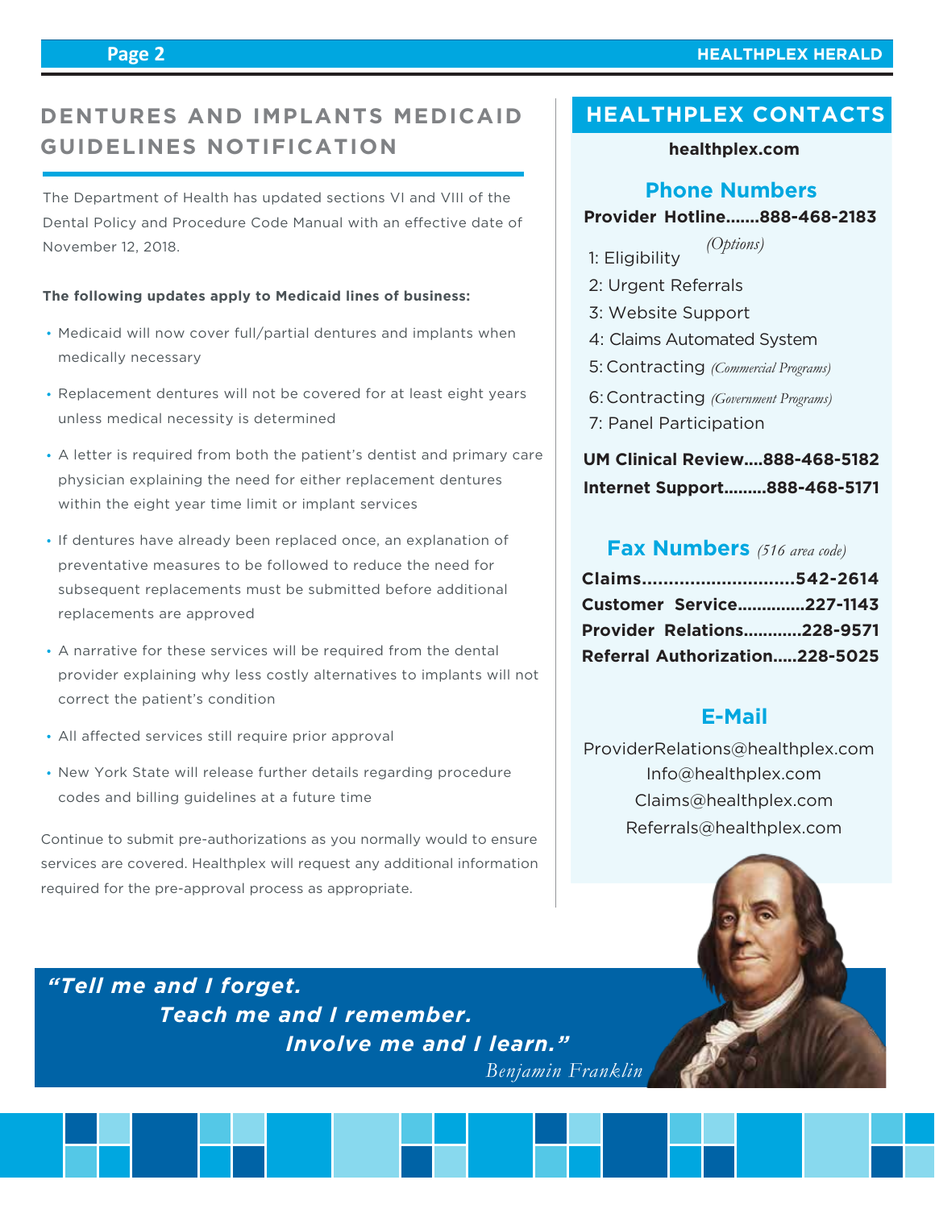## DENTURES AND IMPLANTS MEDICAID GUIDELINES NOTIFICATION

The Department of Health has updated sections VI and VIII of the Dental Policy and Procedure Code Manual with an effective date of November 12, 2018.

**The following updates apply to Medicaid lines of business:**

- Medicaid will now cover full/partial dentures and implants when medically necessary
- Replacement dentures will not be covered for at least eight years unless medical necessity is determined
- A letter is required from both the patient's dentist and primary care physician explaining the need for either replacement dentures within the eight year time limit or implant services
- If dentures have already been replaced once, an explanation of preventative measures to be followed to reduce the need for subsequent replacements must be submitted before additional replacements are approved
- A narrative for these services will be required from the dental provider explaining why less costly alternatives to implants will not correct the patient's condition
- All affected services still require prior approval
- New York State will release further details regarding procedure codes and billing guidelines at a future time

Continue to submit pre-authorizations as you normally would to ensure services are covered. Healthplex will request any additional information required for the pre-approval process as appropriate.

## HEALTHPLEX CONTACTS

**healthplex.com**

### Phone Numbers

**Provider Hotline.......888-468-2183**

*(Options)*

1: Eligibility
2: Urgent Referrals
3: Website Support
4: Claims Automated System
5: Contracting *(Commercial Programs)*
6: Contracting *(Government Programs)*
7: Panel Participation

**UM Clinical Review....888-468-5182**
**Internet Support.........888-468-5171**

### Fax Numbers *(516 area code)*

**Claims............................542-2614**
**Customer Service..............227-1143**
**Provider Relations............228-9571**
**Referral Authorization.....228-5025**

### E-Mail

ProviderRelations@healthplex.com
Info@healthplex.com
Claims@healthplex.com
Referrals@healthplex.com

***"Tell me and I forget. Teach me and I remember. Involve me and I learn."***
*Benjamin Franklin*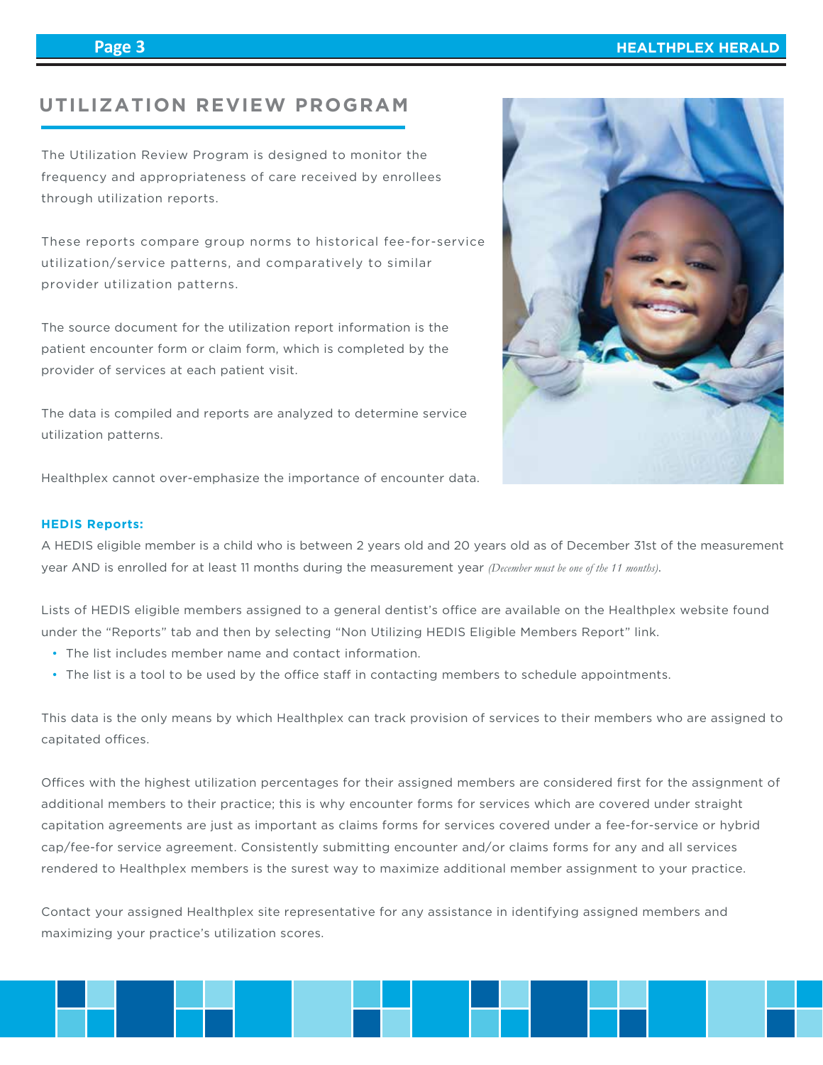## UTILIZATION REVIEW PROGRAM

The Utilization Review Program is designed to monitor the frequency and appropriateness of care received by enrollees through utilization reports.

These reports compare group norms to historical fee-for-service utilization/service patterns, and comparatively to similar provider utilization patterns.

The source document for the utilization report information is the patient encounter form or claim form, which is completed by the provider of services at each patient visit.

The data is compiled and reports are analyzed to determine service utilization patterns.

Healthplex cannot over-emphasize the importance of encounter data.

**HEDIS Reports:**

A HEDIS eligible member is a child who is between 2 years old and 20 years old as of December 31st of the measurement year AND is enrolled for at least 11 months during the measurement year *(December must be one of the 11 months)*.

Lists of HEDIS eligible members assigned to a general dentist's office are available on the Healthplex website found under the "Reports" tab and then by selecting "Non Utilizing HEDIS Eligible Members Report" link.

- The list includes member name and contact information.
- The list is a tool to be used by the office staff in contacting members to schedule appointments.

This data is the only means by which Healthplex can track provision of services to their members who are assigned to capitated offices.

Offices with the highest utilization percentages for their assigned members are considered first for the assignment of additional members to their practice; this is why encounter forms for services which are covered under straight capitation agreements are just as important as claims forms for services covered under a fee-for-service or hybrid cap/fee-for service agreement. Consistently submitting encounter and/or claims forms for any and all services rendered to Healthplex members is the surest way to maximize additional member assignment to your practice.

Contact your assigned Healthplex site representative for any assistance in identifying assigned members and maximizing your practice's utilization scores.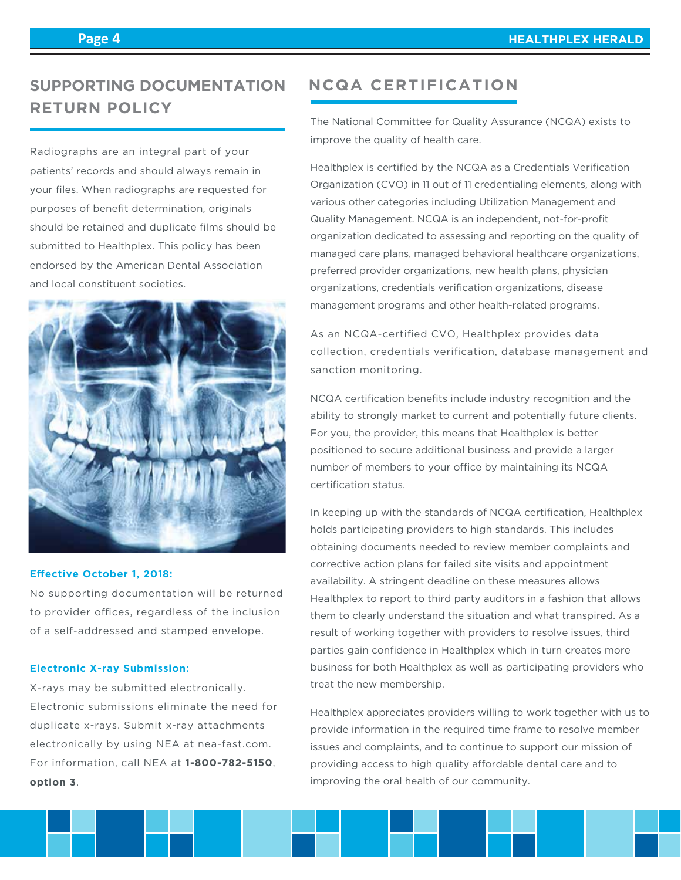## SUPPORTING DOCUMENTATION RETURN POLICY

Radiographs are an integral part of your patients' records and should always remain in your files. When radiographs are requested for purposes of benefit determination, originals should be retained and duplicate films should be submitted to Healthplex. This policy has been endorsed by the American Dental Association and local constituent societies.

**Effective October 1, 2018:**

No supporting documentation will be returned to provider offices, regardless of the inclusion of a self-addressed and stamped envelope.

**Electronic X-ray Submission:**

X-rays may be submitted electronically. Electronic submissions eliminate the need for duplicate x-rays. Submit x-ray attachments electronically by using NEA at nea-fast.com. For information, call NEA at **1-800-782-5150**, **option 3**.

## NCQA CERTIFICATION

The National Committee for Quality Assurance (NCQA) exists to improve the quality of health care.

Healthplex is certified by the NCQA as a Credentials Verification Organization (CVO) in 11 out of 11 credentialing elements, along with various other categories including Utilization Management and Quality Management. NCQA is an independent, not-for-profit organization dedicated to assessing and reporting on the quality of managed care plans, managed behavioral healthcare organizations, preferred provider organizations, new health plans, physician organizations, credentials verification organizations, disease management programs and other health-related programs.

As an NCQA-certified CVO, Healthplex provides data collection, credentials verification, database management and sanction monitoring.

NCQA certification benefits include industry recognition and the ability to strongly market to current and potentially future clients. For you, the provider, this means that Healthplex is better positioned to secure additional business and provide a larger number of members to your office by maintaining its NCQA certification status.

In keeping up with the standards of NCQA certification, Healthplex holds participating providers to high standards. This includes obtaining documents needed to review member complaints and corrective action plans for failed site visits and appointment availability. A stringent deadline on these measures allows Healthplex to report to third party auditors in a fashion that allows them to clearly understand the situation and what transpired. As a result of working together with providers to resolve issues, third parties gain confidence in Healthplex which in turn creates more business for both Healthplex as well as participating providers who treat the new membership.

Healthplex appreciates providers willing to work together with us to provide information in the required time frame to resolve member issues and complaints, and to continue to support our mission of providing access to high quality affordable dental care and to improving the oral health of our community.